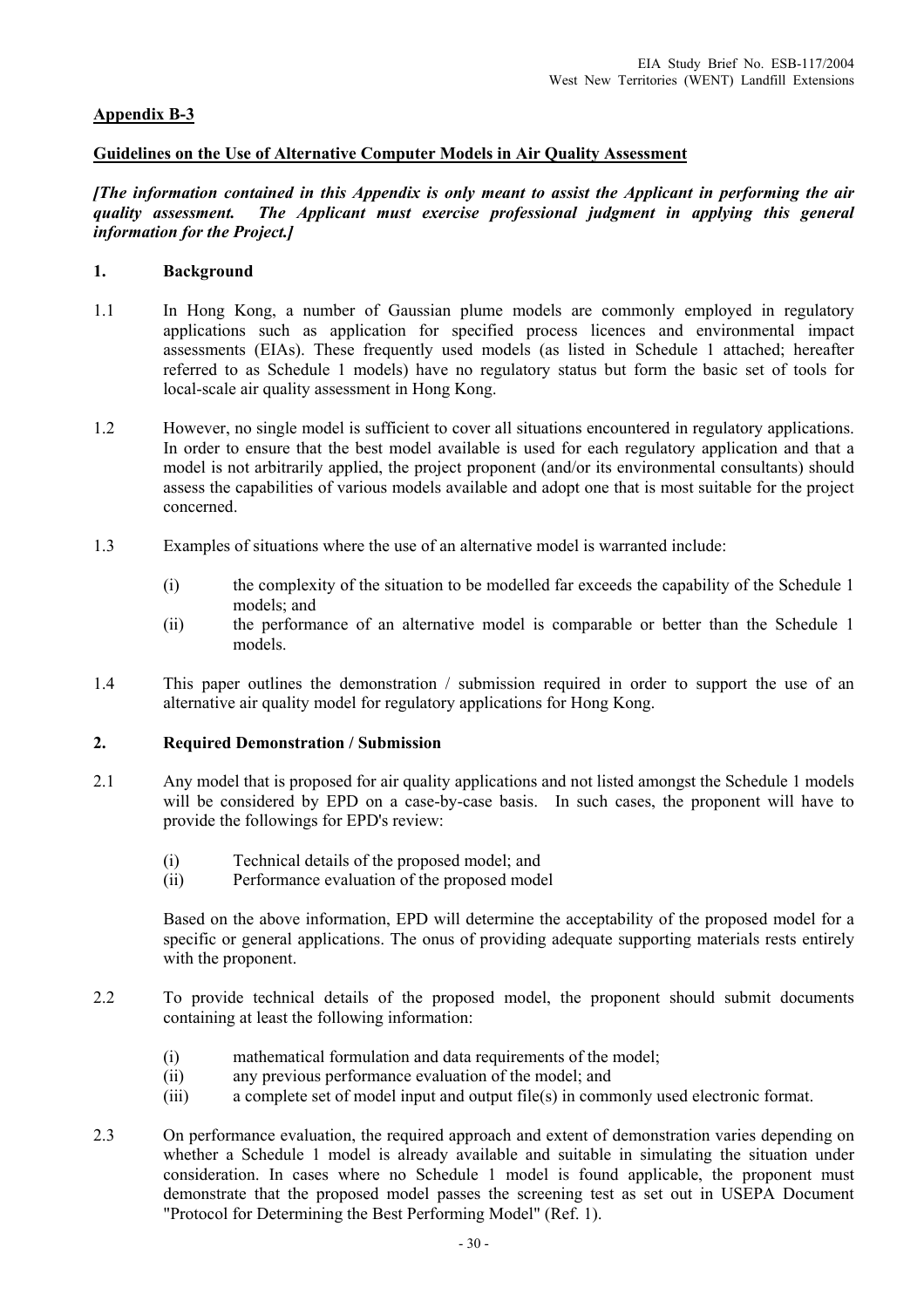## Appendix B-3

### Guidelines on the Use of Alternative Computer Models in Air Quality Assessment

***[The information contained in this Appendix is only meant to assist the Applicant in performing the air quality assessment. The Applicant must exercise professional judgment in applying this general information for the Project.]***

### 1. Background

1.1 In Hong Kong, a number of Gaussian plume models are commonly employed in regulatory applications such as application for specified process licences and environmental impact assessments (EIAs). These frequently used models (as listed in Schedule 1 attached; hereafter referred to as Schedule 1 models) have no regulatory status but form the basic set of tools for local-scale air quality assessment in Hong Kong.

1.2 However, no single model is sufficient to cover all situations encountered in regulatory applications. In order to ensure that the best model available is used for each regulatory application and that a model is not arbitrarily applied, the project proponent (and/or its environmental consultants) should assess the capabilities of various models available and adopt one that is most suitable for the project concerned.

1.3 Examples of situations where the use of an alternative model is warranted include:

- (i) the complexity of the situation to be modelled far exceeds the capability of the Schedule 1 models; and
- (ii) the performance of an alternative model is comparable or better than the Schedule 1 models.

1.4 This paper outlines the demonstration / submission required in order to support the use of an alternative air quality model for regulatory applications for Hong Kong.

### 2. Required Demonstration / Submission

2.1 Any model that is proposed for air quality applications and not listed amongst the Schedule 1 models will be considered by EPD on a case-by-case basis. In such cases, the proponent will have to provide the followings for EPD's review:

- (i) Technical details of the proposed model; and
- (ii) Performance evaluation of the proposed model

Based on the above information, EPD will determine the acceptability of the proposed model for a specific or general applications. The onus of providing adequate supporting materials rests entirely with the proponent.

2.2 To provide technical details of the proposed model, the proponent should submit documents containing at least the following information:

- (i) mathematical formulation and data requirements of the model;
- (ii) any previous performance evaluation of the model; and
- (iii) a complete set of model input and output file(s) in commonly used electronic format.

2.3 On performance evaluation, the required approach and extent of demonstration varies depending on whether a Schedule 1 model is already available and suitable in simulating the situation under consideration. In cases where no Schedule 1 model is found applicable, the proponent must demonstrate that the proposed model passes the screening test as set out in USEPA Document "Protocol for Determining the Best Performing Model" (Ref. 1).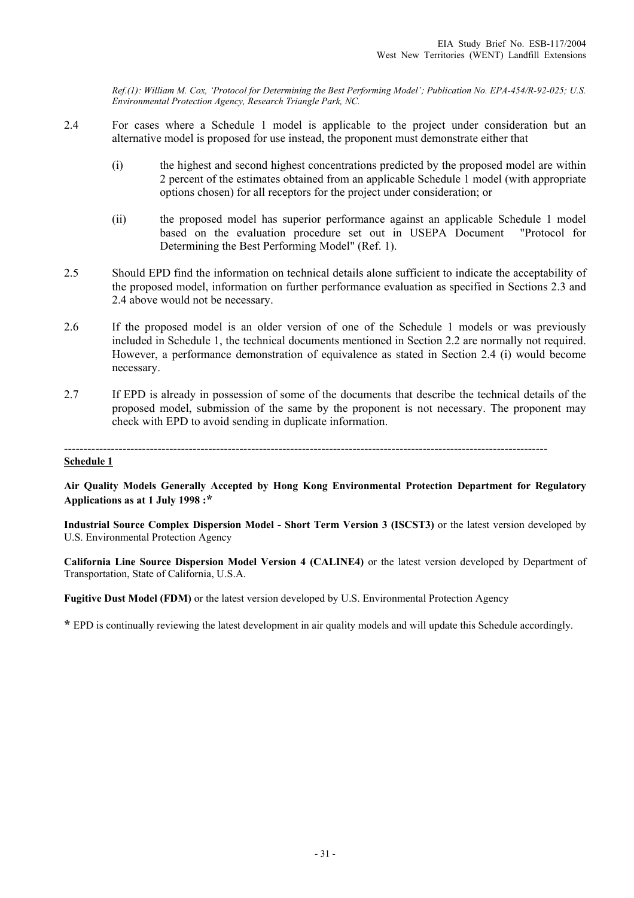*Ref.(1): William M. Cox, 'Protocol for Determining the Best Performing Model'; Publication No. EPA-454/R-92-025; U.S. Environmental Protection Agency, Research Triangle Park, NC.*

2.4 For cases where a Schedule 1 model is applicable to the project under consideration but an alternative model is proposed for use instead, the proponent must demonstrate either that

(i) the highest and second highest concentrations predicted by the proposed model are within 2 percent of the estimates obtained from an applicable Schedule 1 model (with appropriate options chosen) for all receptors for the project under consideration; or

(ii) the proposed model has superior performance against an applicable Schedule 1 model based on the evaluation procedure set out in USEPA Document "Protocol for Determining the Best Performing Model" (Ref. 1).

2.5 Should EPD find the information on technical details alone sufficient to indicate the acceptability of the proposed model, information on further performance evaluation as specified in Sections 2.3 and 2.4 above would not be necessary.

2.6 If the proposed model is an older version of one of the Schedule 1 models or was previously included in Schedule 1, the technical documents mentioned in Section 2.2 are normally not required. However, a performance demonstration of equivalence as stated in Section 2.4 (i) would become necessary.

2.7 If EPD is already in possession of some of the documents that describe the technical details of the proposed model, submission of the same by the proponent is not necessary. The proponent may check with EPD to avoid sending in duplicate information.

---

**Schedule 1**

**Air Quality Models Generally Accepted by Hong Kong Environmental Protection Department for Regulatory Applications as at 1 July 1998 :***

**Industrial Source Complex Dispersion Model - Short Term Version 3 (ISCST3)** or the latest version developed by U.S. Environmental Protection Agency

**California Line Source Dispersion Model Version 4 (CALINE4)** or the latest version developed by Department of Transportation, State of California, U.S.A.

**Fugitive Dust Model (FDM)** or the latest version developed by U.S. Environmental Protection Agency

**\*** EPD is continually reviewing the latest development in air quality models and will update this Schedule accordingly.